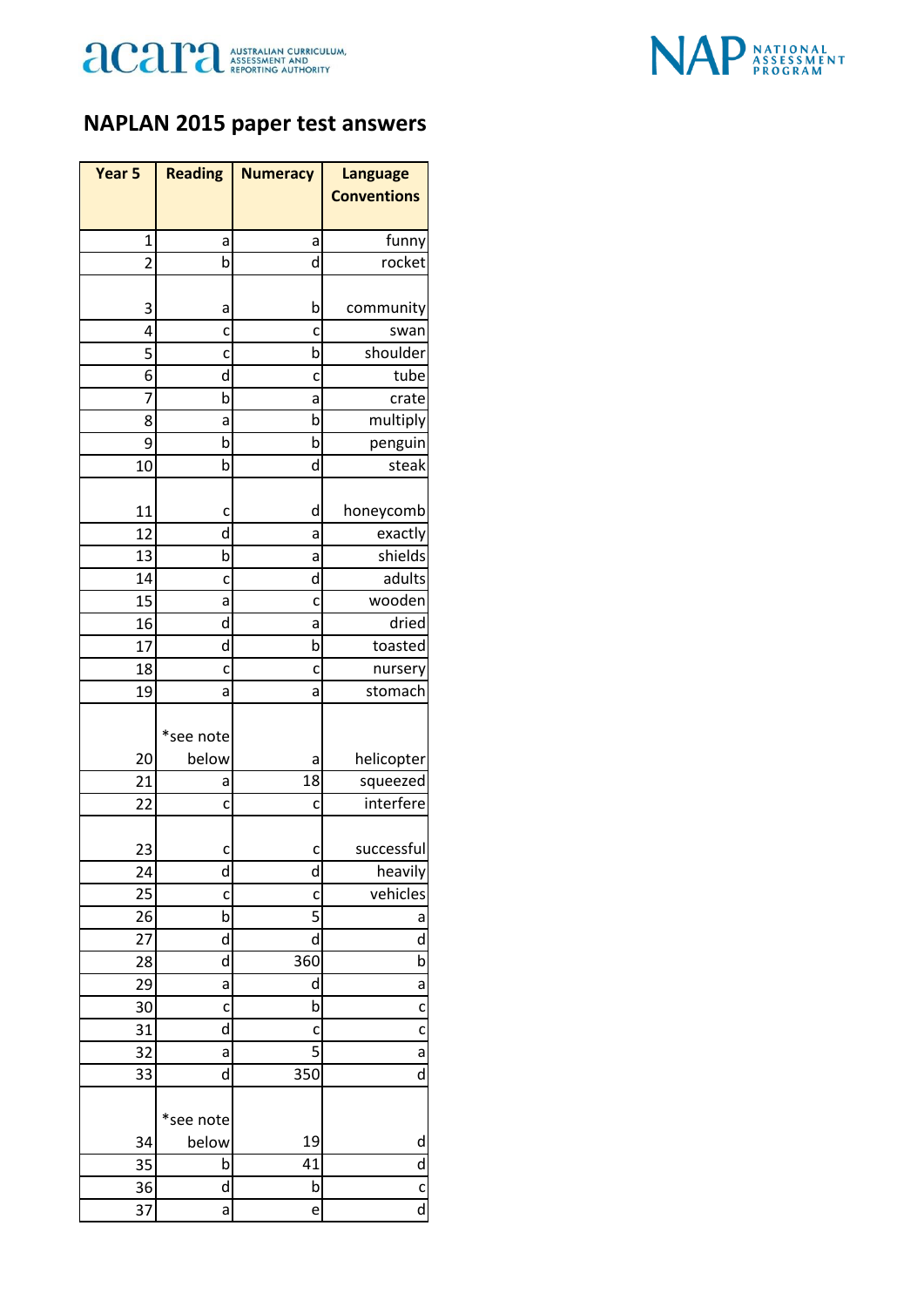# NAPLAN 2015 paper test answers

| Year 5 | Reading | Numeracy | Language Conventions |
|---|---|---|---|
| 1 | a | a | funny |
| 2 | b | d | rocket |
| 3 | a | b | community |
| 4 | c | c | swan |
| 5 | c | b | shoulder |
| 6 | d | c | tube |
| 7 | b | a | crate |
| 8 | a | b | multiply |
| 9 | b | b | penguin |
| 10 | b | d | steak |
| 11 | c | d | honeycomb |
| 12 | d | a | exactly |
| 13 | b | a | shields |
| 14 | c | d | adults |
| 15 | a | c | wooden |
| 16 | d | a | dried |
| 17 | d | b | toasted |
| 18 | c | c | nursery |
| 19 | a | a | stomach |
| 20 | *see note below | a | helicopter |
| 21 | a | 18 | squeezed |
| 22 | c | c | interfere |
| 23 | c | c | successful |
| 24 | d | d | heavily |
| 25 | c | c | vehicles |
| 26 | b | 5 | a |
| 27 | d | d | d |
| 28 | d | 360 | b |
| 29 | a | d | a |
| 30 | c | b | c |
| 31 | d | c | c |
| 32 | a | 5 | a |
| 33 | d | 350 | d |
| 34 | *see note below | 19 | d |
| 35 | b | 41 | d |
| 36 | d | b | c |
| 37 | a | e | d |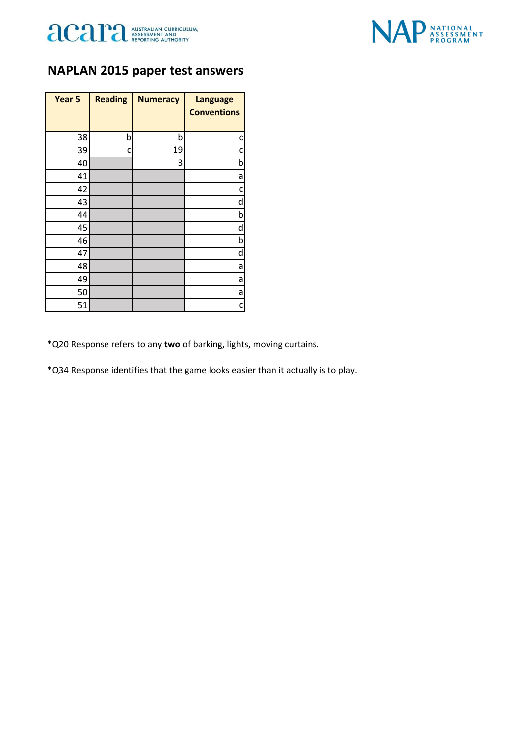## NAPLAN 2015 paper test answers

| Year 5 | Reading | Numeracy | Language Conventions |
|---|---|---|---|
| 38 | b | b | c |
| 39 | c | 19 | c |
| 40 | | 3 | b |
| 41 | | | a |
| 42 | | | c |
| 43 | | | d |
| 44 | | | b |
| 45 | | | d |
| 46 | | | b |
| 47 | | | d |
| 48 | | | a |
| 49 | | | a |
| 50 | | | a |
| 51 | | | c |

*Q20 Response refers to any **two** of barking, lights, moving curtains.

*Q34 Response identifies that the game looks easier than it actually is to play.